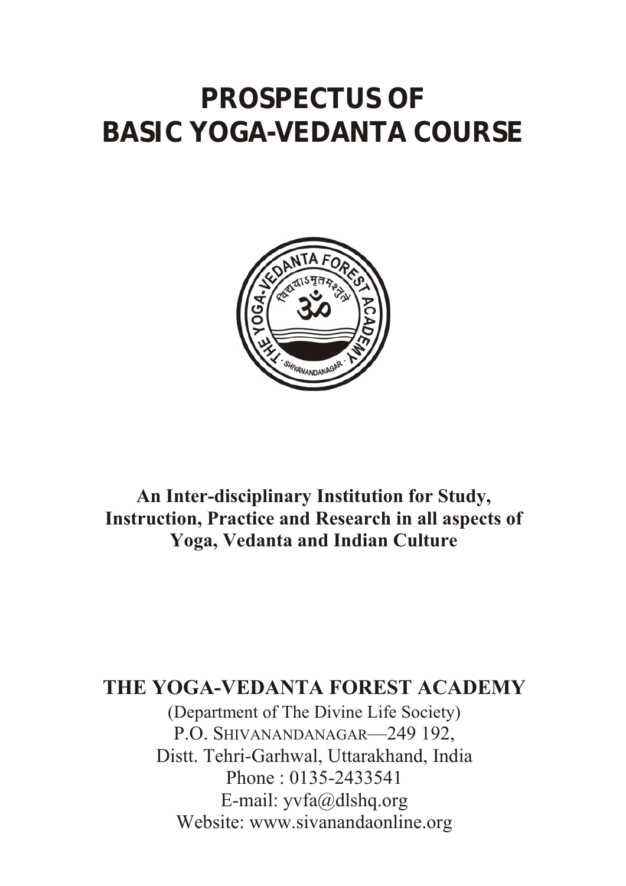# PROSPECTUS OF BASIC YOGA-VEDANTA COURSE

**An Inter-disciplinary Institution for Study, Instruction, Practice and Research in all aspects of Yoga, Vedanta and Indian Culture**

## THE YOGA-VEDANTA FOREST ACADEMY

(Department of The Divine Life Society)
P.O. SHIVANANDANAGAR—249 192,
Distt. Tehri-Garhwal, Uttarakhand, India
Phone : 0135-2433541
E-mail: yvfa@dlshq.org
Website: www.sivanandaonline.org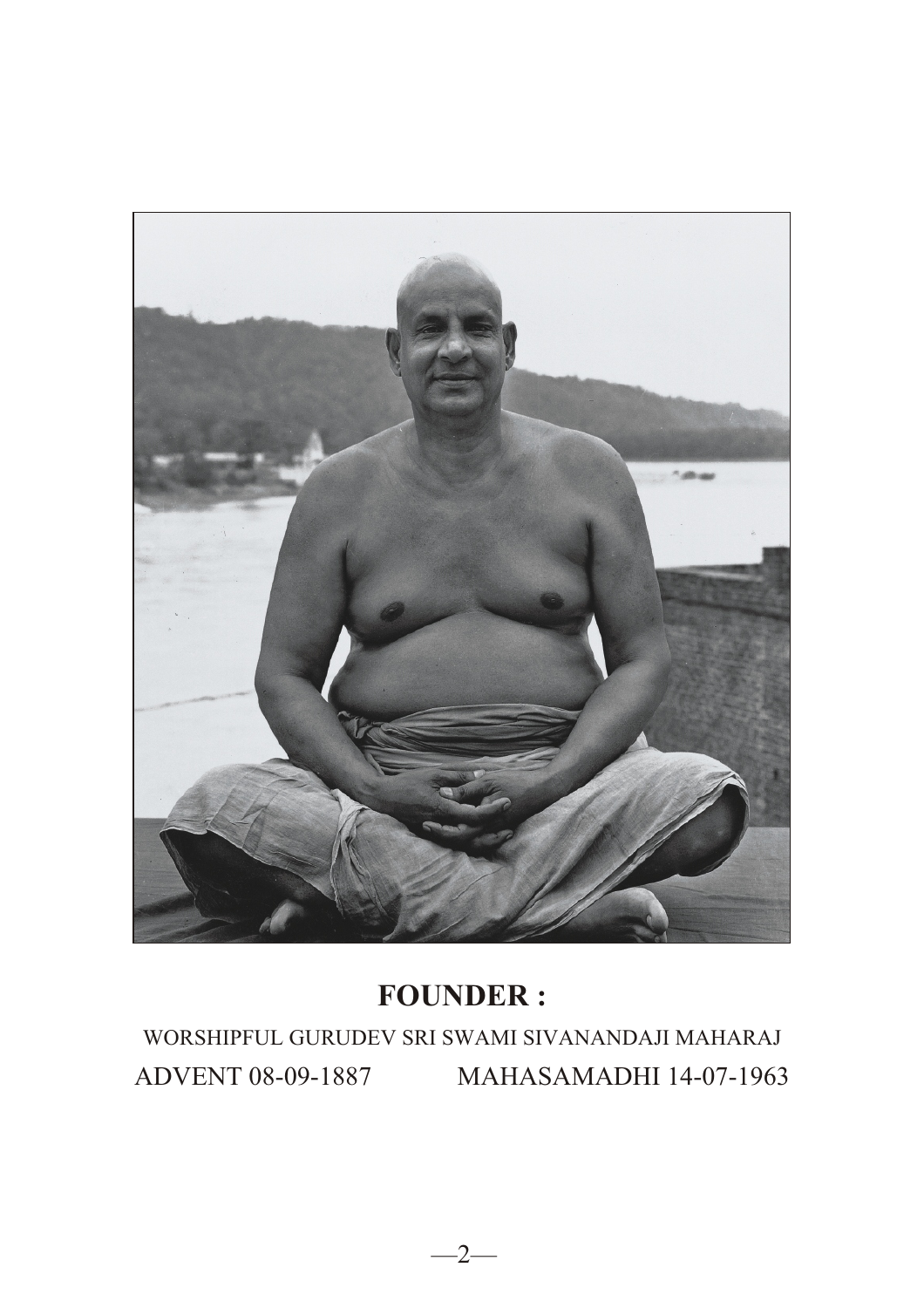## FOUNDER :

WORSHIPFUL GURUDEV SRI SWAMI SIVANANDAJI MAHARAJ

ADVENT 08-09-1887 MAHASAMADHI 14-07-1963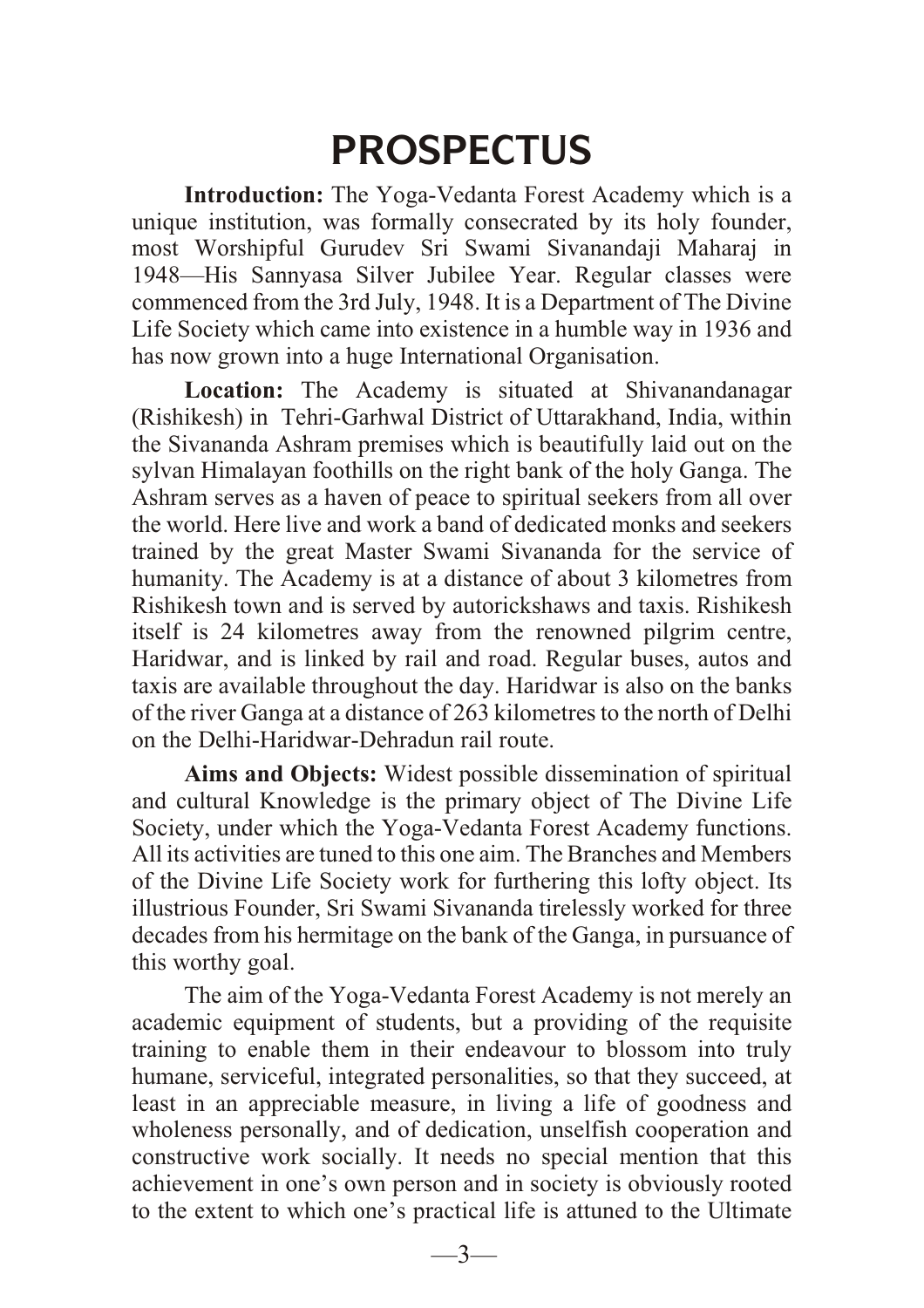# PROSPECTUS

**Introduction:** The Yoga-Vedanta Forest Academy which is a unique institution, was formally consecrated by its holy founder, most Worshipful Gurudev Sri Swami Sivanandaji Maharaj in 1948—His Sannyasa Silver Jubilee Year. Regular classes were commenced from the 3rd July, 1948. It is a Department of The Divine Life Society which came into existence in a humble way in 1936 and has now grown into a huge International Organisation.

**Location:** The Academy is situated at Shivanandanagar (Rishikesh) in Tehri-Garhwal District of Uttarakhand, India, within the Sivananda Ashram premises which is beautifully laid out on the sylvan Himalayan foothills on the right bank of the holy Ganga. The Ashram serves as a haven of peace to spiritual seekers from all over the world. Here live and work a band of dedicated monks and seekers trained by the great Master Swami Sivananda for the service of humanity. The Academy is at a distance of about 3 kilometres from Rishikesh town and is served by autorickshaws and taxis. Rishikesh itself is 24 kilometres away from the renowned pilgrim centre, Haridwar, and is linked by rail and road. Regular buses, autos and taxis are available throughout the day. Haridwar is also on the banks of the river Ganga at a distance of 263 kilometres to the north of Delhi on the Delhi-Haridwar-Dehradun rail route.

**Aims and Objects:** Widest possible dissemination of spiritual and cultural Knowledge is the primary object of The Divine Life Society, under which the Yoga-Vedanta Forest Academy functions. All its activities are tuned to this one aim. The Branches and Members of the Divine Life Society work for furthering this lofty object. Its illustrious Founder, Sri Swami Sivananda tirelessly worked for three decades from his hermitage on the bank of the Ganga, in pursuance of this worthy goal.

The aim of the Yoga-Vedanta Forest Academy is not merely an academic equipment of students, but a providing of the requisite training to enable them in their endeavour to blossom into truly humane, serviceful, integrated personalities, so that they succeed, at least in an appreciable measure, in living a life of goodness and wholeness personally, and of dedication, unselfish cooperation and constructive work socially. It needs no special mention that this achievement in one's own person and in society is obviously rooted to the extent to which one's practical life is attuned to the Ultimate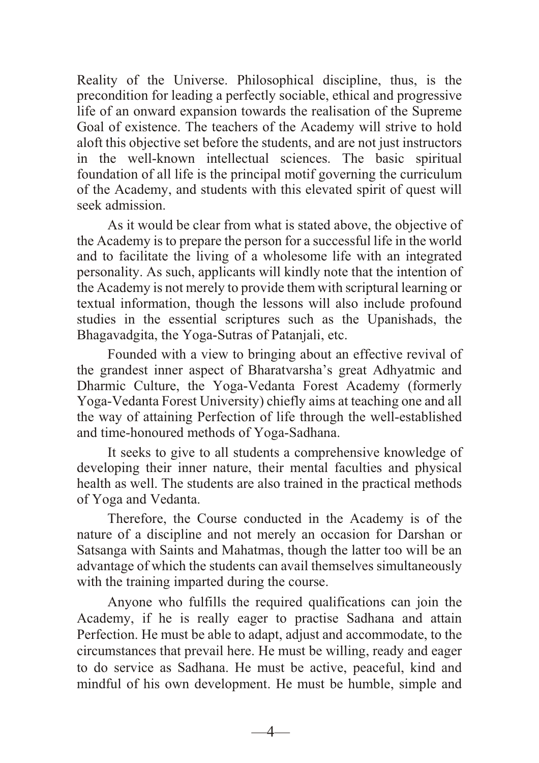Reality of the Universe. Philosophical discipline, thus, is the precondition for leading a perfectly sociable, ethical and progressive life of an onward expansion towards the realisation of the Supreme Goal of existence. The teachers of the Academy will strive to hold aloft this objective set before the students, and are not just instructors in the well-known intellectual sciences. The basic spiritual foundation of all life is the principal motif governing the curriculum of the Academy, and students with this elevated spirit of quest will seek admission.

As it would be clear from what is stated above, the objective of the Academy is to prepare the person for a successful life in the world and to facilitate the living of a wholesome life with an integrated personality. As such, applicants will kindly note that the intention of the Academy is not merely to provide them with scriptural learning or textual information, though the lessons will also include profound studies in the essential scriptures such as the Upanishads, the Bhagavadgita, the Yoga-Sutras of Patanjali, etc.

Founded with a view to bringing about an effective revival of the grandest inner aspect of Bharatvarsha's great Adhyatmic and Dharmic Culture, the Yoga-Vedanta Forest Academy (formerly Yoga-Vedanta Forest University) chiefly aims at teaching one and all the way of attaining Perfection of life through the well-established and time-honoured methods of Yoga-Sadhana.

It seeks to give to all students a comprehensive knowledge of developing their inner nature, their mental faculties and physical health as well. The students are also trained in the practical methods of Yoga and Vedanta.

Therefore, the Course conducted in the Academy is of the nature of a discipline and not merely an occasion for Darshan or Satsanga with Saints and Mahatmas, though the latter too will be an advantage of which the students can avail themselves simultaneously with the training imparted during the course.

Anyone who fulfills the required qualifications can join the Academy, if he is really eager to practise Sadhana and attain Perfection. He must be able to adapt, adjust and accommodate, to the circumstances that prevail here. He must be willing, ready and eager to do service as Sadhana. He must be active, peaceful, kind and mindful of his own development. He must be humble, simple and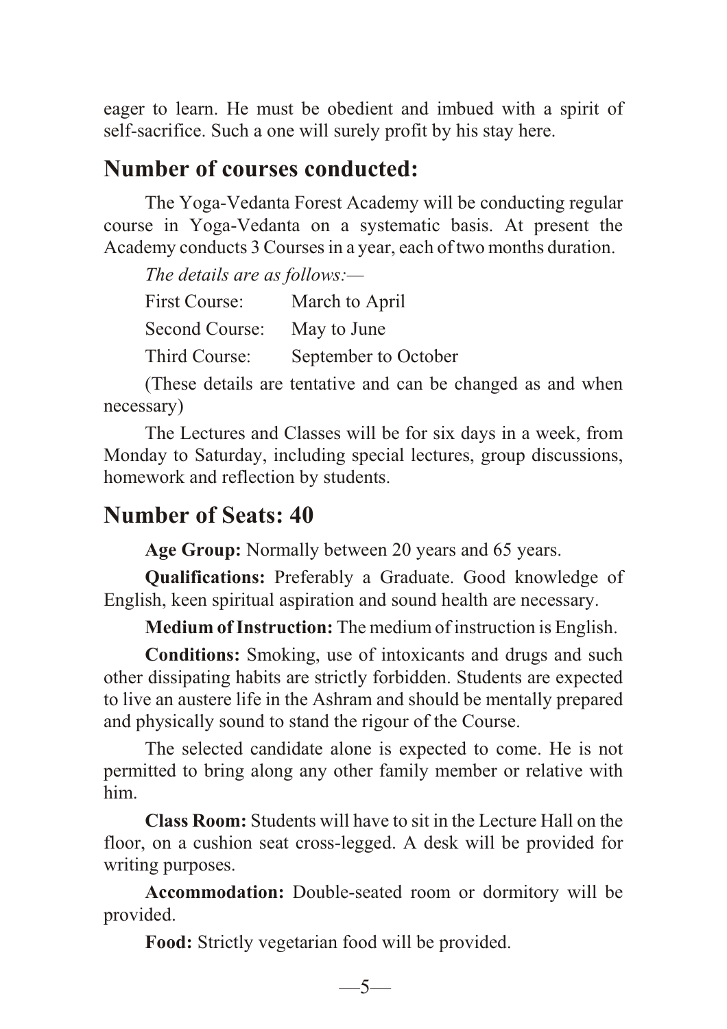eager to learn. He must be obedient and imbued with a spirit of self-sacrifice. Such a one will surely profit by his stay here.

## Number of courses conducted:

The Yoga-Vedanta Forest Academy will be conducting regular course in Yoga-Vedanta on a systematic basis. At present the Academy conducts 3 Courses in a year, each of two months duration.

*The details are as follows:—*

First Course: March to April

Second Course: May to June

Third Course: September to October

(These details are tentative and can be changed as and when necessary)

The Lectures and Classes will be for six days in a week, from Monday to Saturday, including special lectures, group discussions, homework and reflection by students.

## Number of Seats: 40

**Age Group:** Normally between 20 years and 65 years.

**Qualifications:** Preferably a Graduate. Good knowledge of English, keen spiritual aspiration and sound health are necessary.

**Medium of Instruction:** The medium of instruction is English.

**Conditions:** Smoking, use of intoxicants and drugs and such other dissipating habits are strictly forbidden. Students are expected to live an austere life in the Ashram and should be mentally prepared and physically sound to stand the rigour of the Course.

The selected candidate alone is expected to come. He is not permitted to bring along any other family member or relative with him.

**Class Room:** Students will have to sit in the Lecture Hall on the floor, on a cushion seat cross-legged. A desk will be provided for writing purposes.

**Accommodation:** Double-seated room or dormitory will be provided.

**Food:** Strictly vegetarian food will be provided.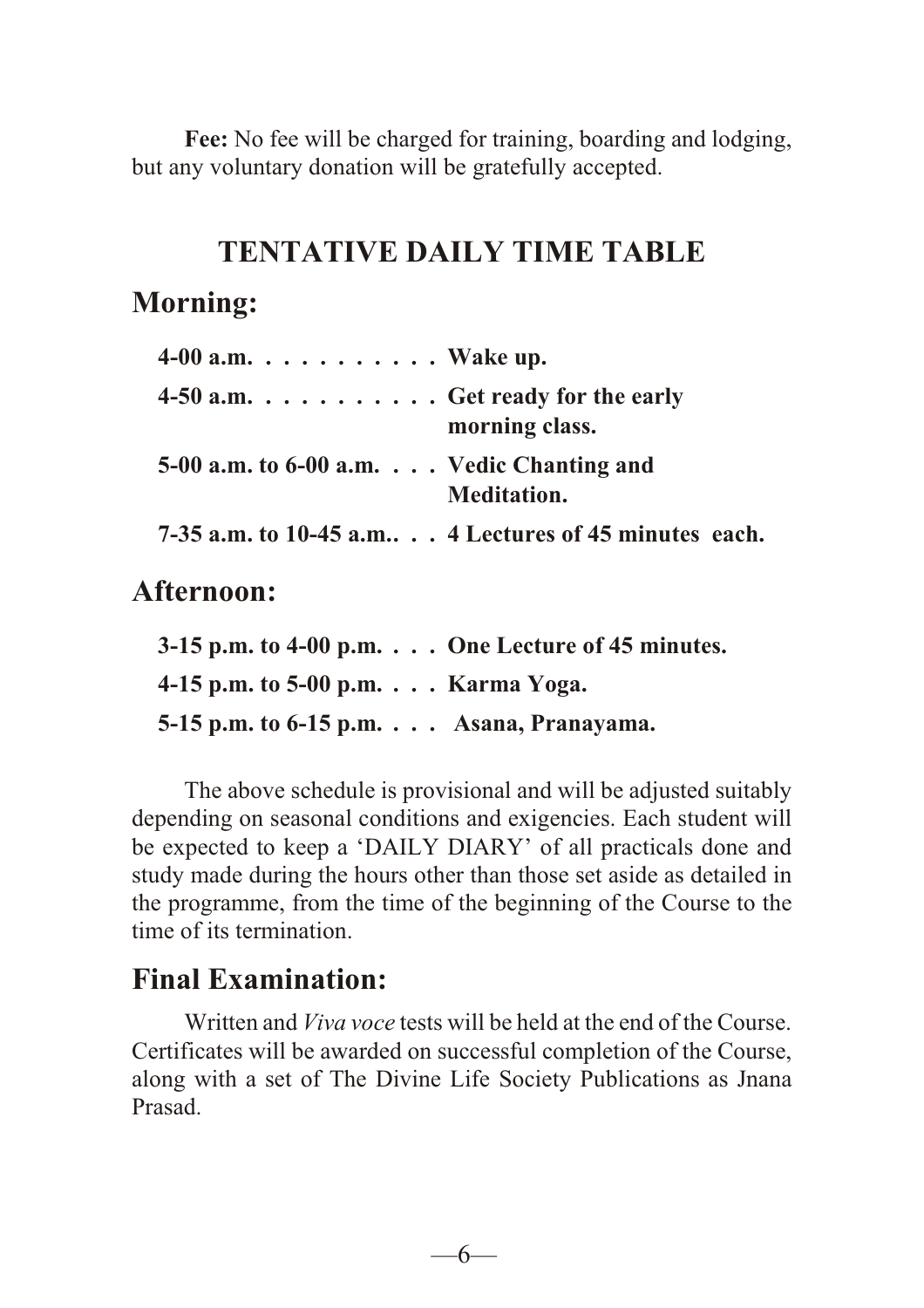**Fee:** No fee will be charged for training, boarding and lodging, but any voluntary donation will be gratefully accepted.

## TENTATIVE DAILY TIME TABLE

### Morning:

**4-00 a.m. . . . . . . . . . . Wake up.**

**4-50 a.m. . . . . . . . . . . Get ready for the early morning class.**

**5-00 a.m. to 6-00 a.m. . . . Vedic Chanting and Meditation.**

**7-35 a.m. to 10-45 a.m.. . . 4 Lectures of 45 minutes each.**

### Afternoon:

**3-15 p.m. to 4-00 p.m. . . . One Lecture of 45 minutes.**

**4-15 p.m. to 5-00 p.m. . . . Karma Yoga.**

**5-15 p.m. to 6-15 p.m. . . . Asana, Pranayama.**

The above schedule is provisional and will be adjusted suitably depending on seasonal conditions and exigencies. Each student will be expected to keep a 'DAILY DIARY' of all practicals done and study made during the hours other than those set aside as detailed in the programme, from the time of the beginning of the Course to the time of its termination.

### Final Examination:

Written and *Viva voce* tests will be held at the end of the Course. Certificates will be awarded on successful completion of the Course, along with a set of The Divine Life Society Publications as Jnana Prasad.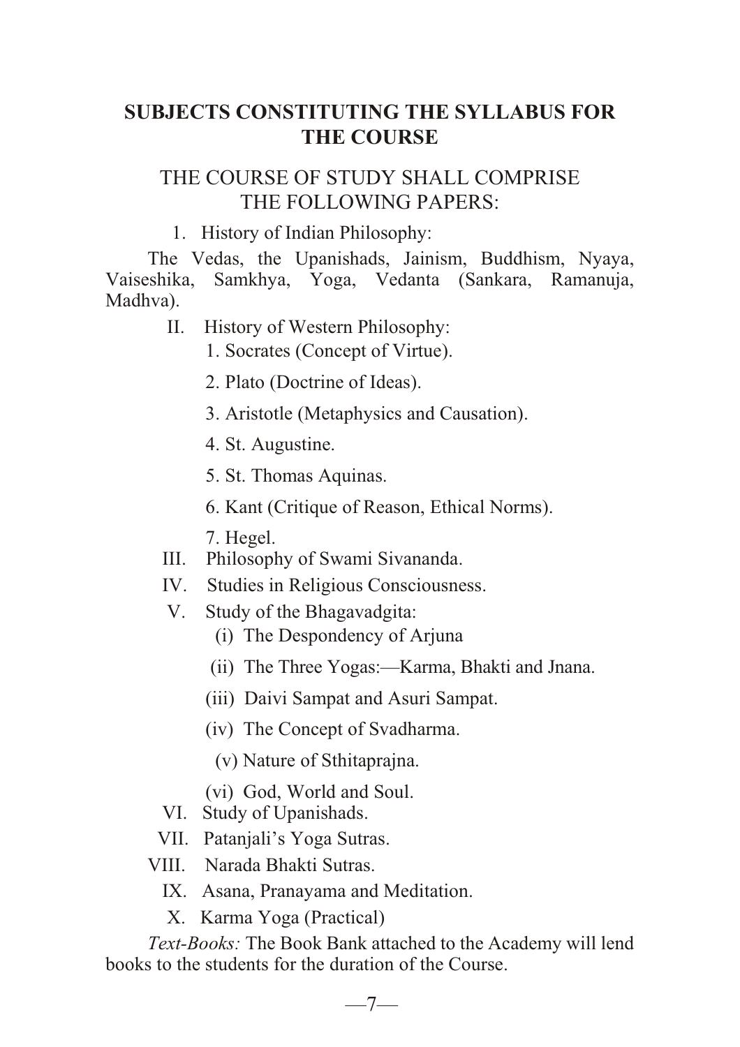## SUBJECTS CONSTITUTING THE SYLLABUS FOR THE COURSE

### THE COURSE OF STUDY SHALL COMPRISE THE FOLLOWING PAPERS:

1. History of Indian Philosophy:

The Vedas, the Upanishads, Jainism, Buddhism, Nyaya, Vaiseshika, Samkhya, Yoga, Vedanta (Sankara, Ramanuja, Madhva).

II. History of Western Philosophy:
   1. Socrates (Concept of Virtue).
   2. Plato (Doctrine of Ideas).
   3. Aristotle (Metaphysics and Causation).
   4. St. Augustine.
   5. St. Thomas Aquinas.
   6. Kant (Critique of Reason, Ethical Norms).
   7. Hegel.

III. Philosophy of Swami Sivananda.

IV. Studies in Religious Consciousness.

V. Study of the Bhagavadgita:
   - (i) The Despondency of Arjuna
   - (ii) The Three Yogas:—Karma, Bhakti and Jnana.
   - (iii) Daivi Sampat and Asuri Sampat.
   - (iv) The Concept of Svadharma.
   - (v) Nature of Sthitaprajna.
   - (vi) God, World and Soul.

VI. Study of Upanishads.

VII. Patanjali's Yoga Sutras.

VIII. Narada Bhakti Sutras.

IX. Asana, Pranayama and Meditation.

X. Karma Yoga (Practical)

*Text-Books:* The Book Bank attached to the Academy will lend books to the students for the duration of the Course.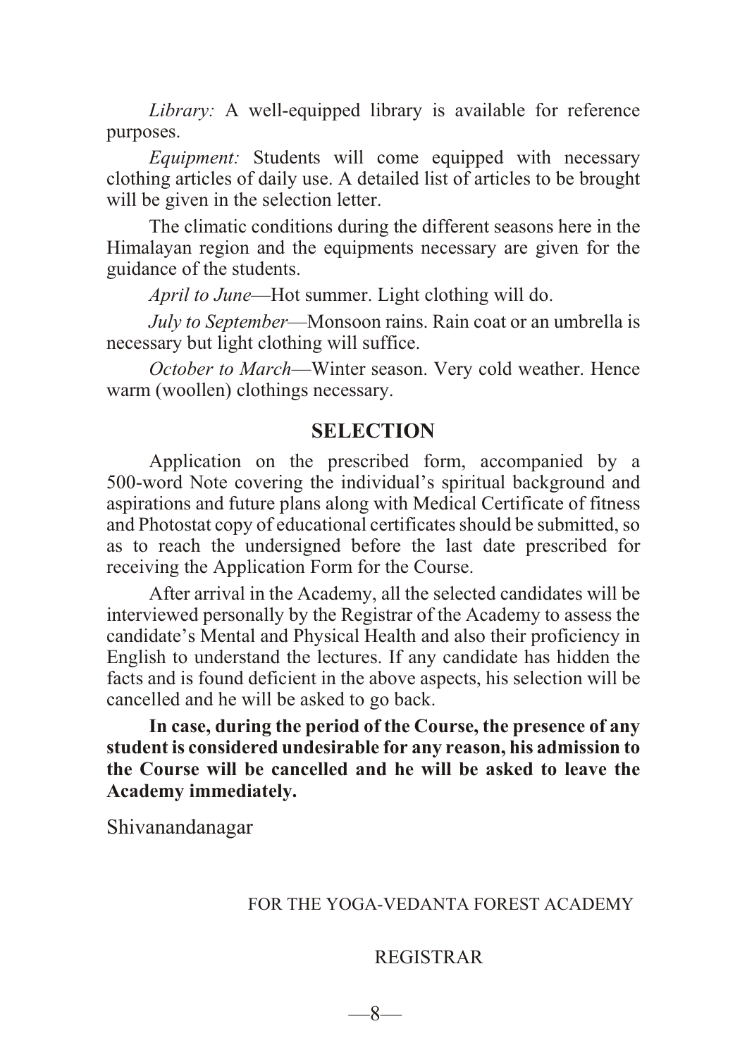*Library:* A well-equipped library is available for reference purposes.

*Equipment:* Students will come equipped with necessary clothing articles of daily use. A detailed list of articles to be brought will be given in the selection letter.

The climatic conditions during the different seasons here in the Himalayan region and the equipments necessary are given for the guidance of the students.

*April to June*—Hot summer. Light clothing will do.

*July to September*—Monsoon rains. Rain coat or an umbrella is necessary but light clothing will suffice.

*October to March*—Winter season. Very cold weather. Hence warm (woollen) clothings necessary.

## SELECTION

Application on the prescribed form, accompanied by a 500-word Note covering the individual's spiritual background and aspirations and future plans along with Medical Certificate of fitness and Photostat copy of educational certificates should be submitted, so as to reach the undersigned before the last date prescribed for receiving the Application Form for the Course.

After arrival in the Academy, all the selected candidates will be interviewed personally by the Registrar of the Academy to assess the candidate's Mental and Physical Health and also their proficiency in English to understand the lectures. If any candidate has hidden the facts and is found deficient in the above aspects, his selection will be cancelled and he will be asked to go back.

**In case, during the period of the Course, the presence of any student is considered undesirable for any reason, his admission to the Course will be cancelled and he will be asked to leave the Academy immediately.**

Shivanandanagar

FOR THE YOGA-VEDANTA FOREST ACADEMY

REGISTRAR